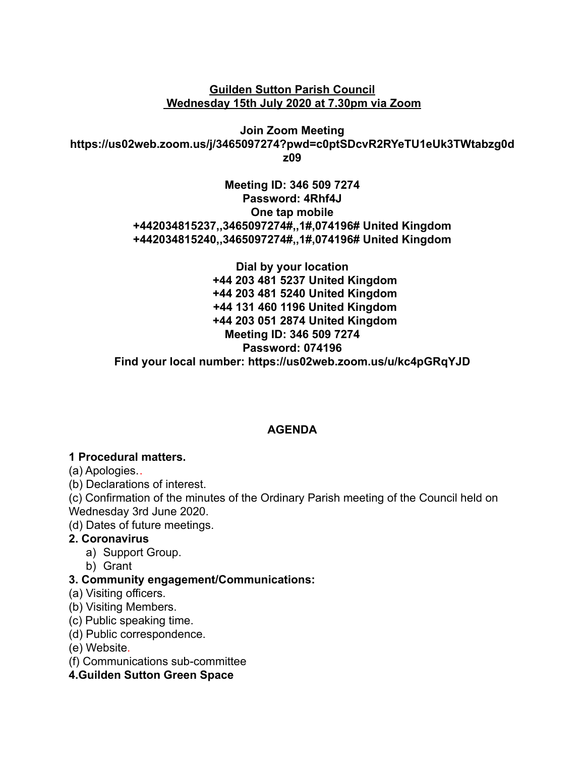**Guilden Sutton Parish Council**
**Wednesday 15th July 2020 at 7.30pm via Zoom**

**Join Zoom Meeting**
**https://us02web.zoom.us/j/3465097274?pwd=c0ptSDcvR2RYeTU1eUk3TWtabzg0dz09**

**Meeting ID: 346 509 7274**
**Password: 4Rhf4J**
**One tap mobile**
**+442034815237,,3465097274#,,1#,074196# United Kingdom**
**+442034815240,,3465097274#,,1#,074196# United Kingdom**

**Dial by your location**
**+44 203 481 5237 United Kingdom**
**+44 203 481 5240 United Kingdom**
**+44 131 460 1196 United Kingdom**
**+44 203 051 2874 United Kingdom**
**Meeting ID: 346 509 7274**
**Password: 074196**
**Find your local number: https://us02web.zoom.us/u/kc4pGRqYJD**

## AGENDA

**1 Procedural matters.**

(a) Apologies..
(b) Declarations of interest.
(c) Confirmation of the minutes of the Ordinary Parish meeting of the Council held on Wednesday 3rd June 2020.
(d) Dates of future meetings.

**2. Coronavirus**

a) Support Group.
b) Grant

**3. Community engagement/Communications:**

(a) Visiting officers.
(b) Visiting Members.
(c) Public speaking time.
(d) Public correspondence.
(e) Website.
(f) Communications sub-committee

**4.Guilden Sutton Green Space**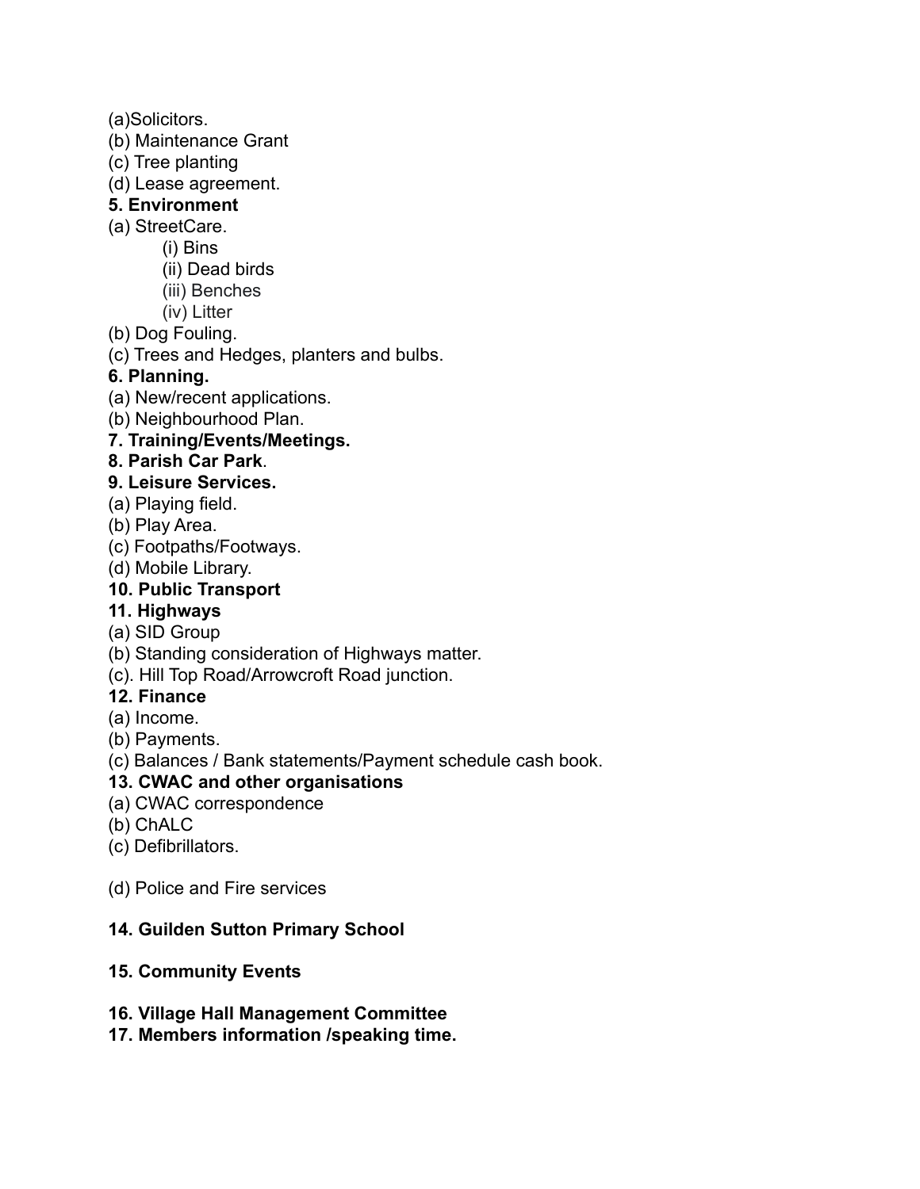(a)Solicitors.
(b) Maintenance Grant
(c) Tree planting
(d) Lease agreement.

**5. Environment**

(a) StreetCare.
  (i) Bins
  (ii) Dead birds
  (iii) Benches
  (iv) Litter
(b) Dog Fouling.
(c) Trees and Hedges, planters and bulbs.

**6. Planning.**

(a) New/recent applications.
(b) Neighbourhood Plan.

**7. Training/Events/Meetings.**

**8. Parish Car Park**.

**9. Leisure Services.**

(a) Playing field.
(b) Play Area.
(c) Footpaths/Footways.
(d) Mobile Library.

**10. Public Transport**

**11. Highways**

(a) SID Group
(b) Standing consideration of Highways matter.
(c). Hill Top Road/Arrowcroft Road junction.

**12. Finance**

(a) Income.
(b) Payments.
(c) Balances / Bank statements/Payment schedule cash book.

**13. CWAC and other organisations**

(a) CWAC correspondence
(b) ChALC
(c) Defibrillators.

(d) Police and Fire services

**14. Guilden Sutton Primary School**

**15. Community Events**

**16. Village Hall Management Committee**

**17. Members information /speaking time.**